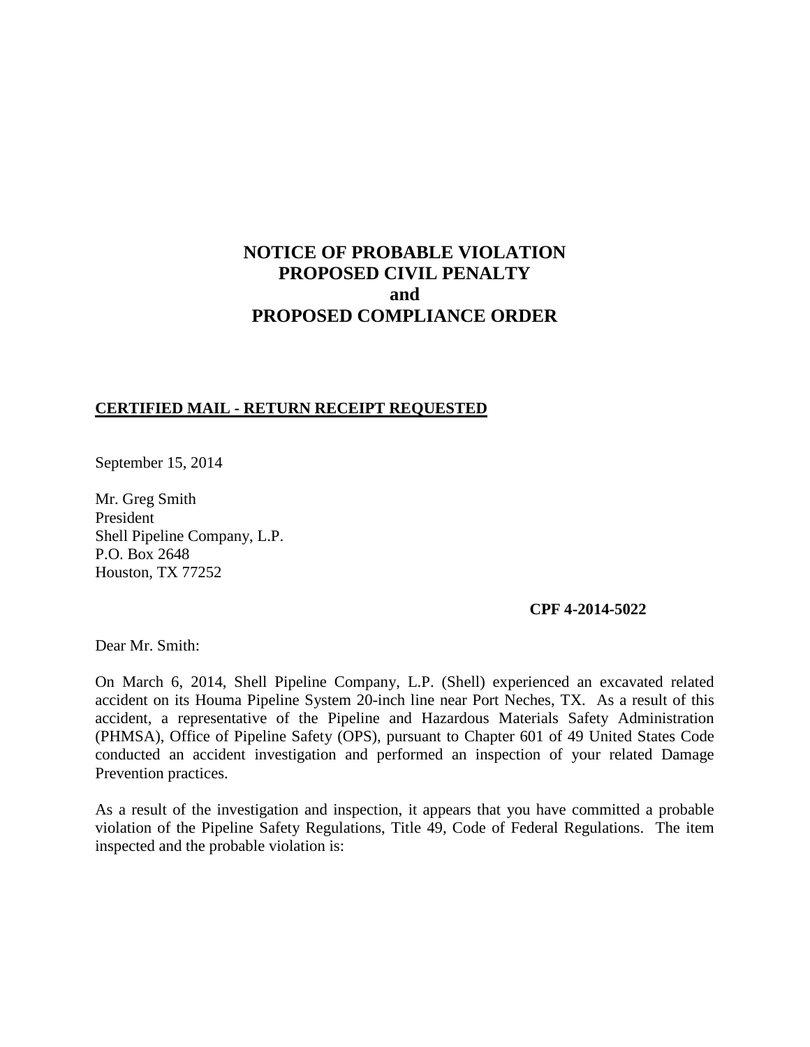# NOTICE OF PROBABLE VIOLATION
# PROPOSED CIVIL PENALTY
# and
# PROPOSED COMPLIANCE ORDER

**CERTIFIED MAIL - RETURN RECEIPT REQUESTED**

September 15, 2014

Mr. Greg Smith
President
Shell Pipeline Company, L.P.
P.O. Box 2648
Houston, TX 77252

**CPF 4-2014-5022**

Dear Mr. Smith:

On March 6, 2014, Shell Pipeline Company, L.P. (Shell) experienced an excavated related accident on its Houma Pipeline System 20-inch line near Port Neches, TX. As a result of this accident, a representative of the Pipeline and Hazardous Materials Safety Administration (PHMSA), Office of Pipeline Safety (OPS), pursuant to Chapter 601 of 49 United States Code conducted an accident investigation and performed an inspection of your related Damage Prevention practices.

As a result of the investigation and inspection, it appears that you have committed a probable violation of the Pipeline Safety Regulations, Title 49, Code of Federal Regulations. The item inspected and the probable violation is: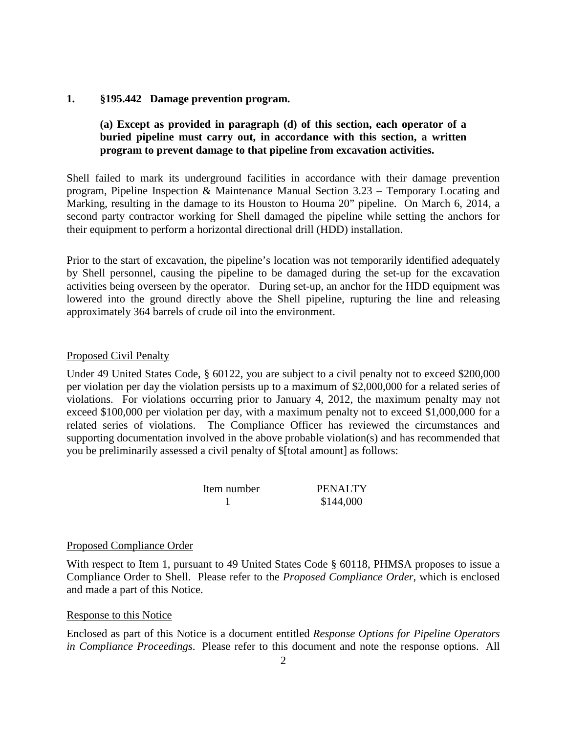**1. §195.442 Damage prevention program.**

**(a) Except as provided in paragraph (d) of this section, each operator of a buried pipeline must carry out, in accordance with this section, a written program to prevent damage to that pipeline from excavation activities.**

Shell failed to mark its underground facilities in accordance with their damage prevention program, Pipeline Inspection & Maintenance Manual Section 3.23 – Temporary Locating and Marking, resulting in the damage to its Houston to Houma 20" pipeline. On March 6, 2014, a second party contractor working for Shell damaged the pipeline while setting the anchors for their equipment to perform a horizontal directional drill (HDD) installation.

Prior to the start of excavation, the pipeline's location was not temporarily identified adequately by Shell personnel, causing the pipeline to be damaged during the set-up for the excavation activities being overseen by the operator. During set-up, an anchor for the HDD equipment was lowered into the ground directly above the Shell pipeline, rupturing the line and releasing approximately 364 barrels of crude oil into the environment.

Proposed Civil Penalty

Under 49 United States Code, § 60122, you are subject to a civil penalty not to exceed $200,000 per violation per day the violation persists up to a maximum of $2,000,000 for a related series of violations. For violations occurring prior to January 4, 2012, the maximum penalty may not exceed $100,000 per violation per day, with a maximum penalty not to exceed $1,000,000 for a related series of violations. The Compliance Officer has reviewed the circumstances and supporting documentation involved in the above probable violation(s) and has recommended that you be preliminarily assessed a civil penalty of $[total amount] as follows:

| Item number | PENALTY |
|---|---|
| 1 | $144,000 |

Proposed Compliance Order

With respect to Item 1, pursuant to 49 United States Code § 60118, PHMSA proposes to issue a Compliance Order to Shell. Please refer to the *Proposed Compliance Order*, which is enclosed and made a part of this Notice.

Response to this Notice

Enclosed as part of this Notice is a document entitled *Response Options for Pipeline Operators in Compliance Proceedings*. Please refer to this document and note the response options. All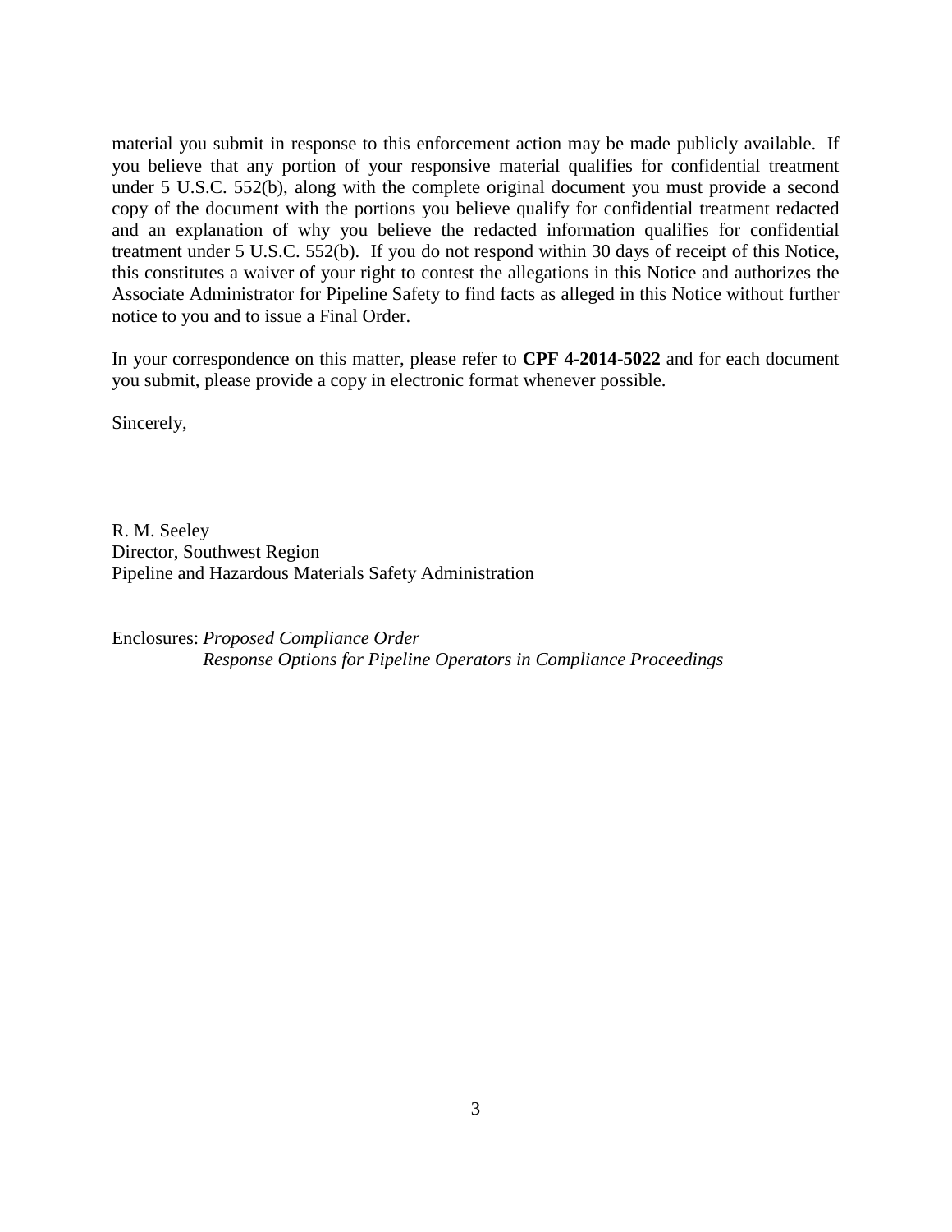material you submit in response to this enforcement action may be made publicly available. If you believe that any portion of your responsive material qualifies for confidential treatment under 5 U.S.C. 552(b), along with the complete original document you must provide a second copy of the document with the portions you believe qualify for confidential treatment redacted and an explanation of why you believe the redacted information qualifies for confidential treatment under 5 U.S.C. 552(b). If you do not respond within 30 days of receipt of this Notice, this constitutes a waiver of your right to contest the allegations in this Notice and authorizes the Associate Administrator for Pipeline Safety to find facts as alleged in this Notice without further notice to you and to issue a Final Order.

In your correspondence on this matter, please refer to **CPF 4-2014-5022** and for each document you submit, please provide a copy in electronic format whenever possible.

Sincerely,

R. M. Seeley
Director, Southwest Region
Pipeline and Hazardous Materials Safety Administration

Enclosures: *Proposed Compliance Order*
*Response Options for Pipeline Operators in Compliance Proceedings*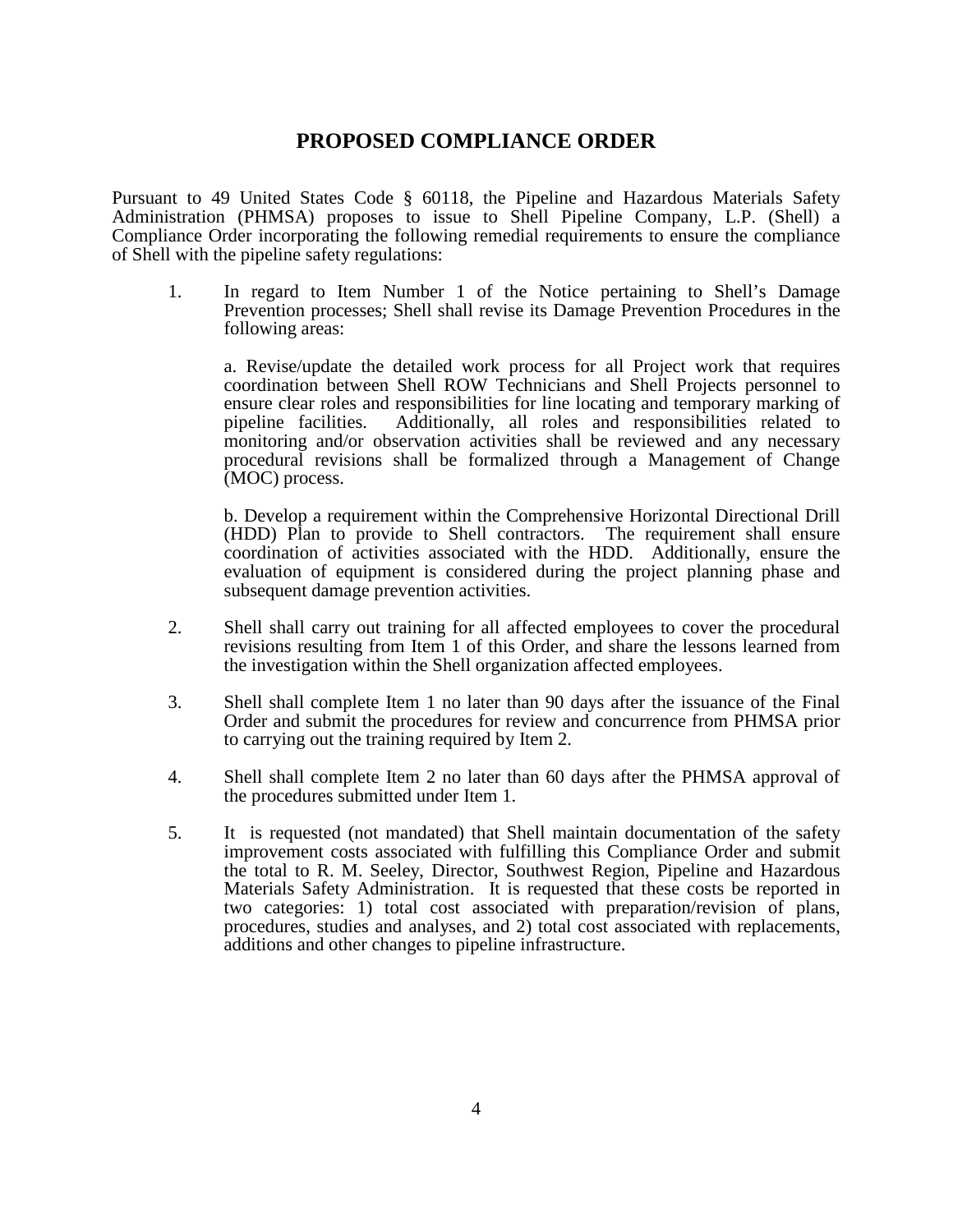## PROPOSED COMPLIANCE ORDER

Pursuant to 49 United States Code § 60118, the Pipeline and Hazardous Materials Safety Administration (PHMSA) proposes to issue to Shell Pipeline Company, L.P. (Shell) a Compliance Order incorporating the following remedial requirements to ensure the compliance of Shell with the pipeline safety regulations:

1. In regard to Item Number 1 of the Notice pertaining to Shell's Damage Prevention processes; Shell shall revise its Damage Prevention Procedures in the following areas:

   a. Revise/update the detailed work process for all Project work that requires coordination between Shell ROW Technicians and Shell Projects personnel to ensure clear roles and responsibilities for line locating and temporary marking of pipeline facilities. Additionally, all roles and responsibilities related to monitoring and/or observation activities shall be reviewed and any necessary procedural revisions shall be formalized through a Management of Change (MOC) process.

   b. Develop a requirement within the Comprehensive Horizontal Directional Drill (HDD) Plan to provide to Shell contractors. The requirement shall ensure coordination of activities associated with the HDD. Additionally, ensure the evaluation of equipment is considered during the project planning phase and subsequent damage prevention activities.

2. Shell shall carry out training for all affected employees to cover the procedural revisions resulting from Item 1 of this Order, and share the lessons learned from the investigation within the Shell organization affected employees.

3. Shell shall complete Item 1 no later than 90 days after the issuance of the Final Order and submit the procedures for review and concurrence from PHMSA prior to carrying out the training required by Item 2.

4. Shell shall complete Item 2 no later than 60 days after the PHMSA approval of the procedures submitted under Item 1.

5. It is requested (not mandated) that Shell maintain documentation of the safety improvement costs associated with fulfilling this Compliance Order and submit the total to R. M. Seeley, Director, Southwest Region, Pipeline and Hazardous Materials Safety Administration. It is requested that these costs be reported in two categories: 1) total cost associated with preparation/revision of plans, procedures, studies and analyses, and 2) total cost associated with replacements, additions and other changes to pipeline infrastructure.